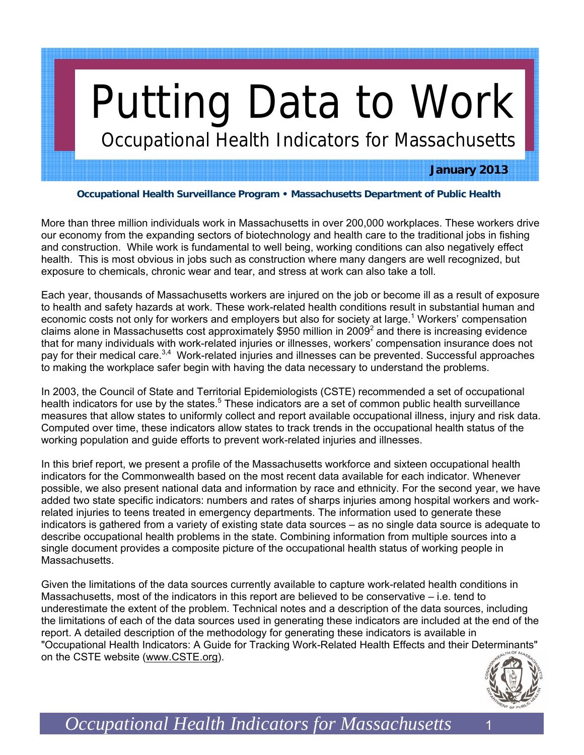# Putting Data to Work

## Occupational Health Indicators for Massachusetts

**January 2013**

**Occupational Health Surveillance Program • Massachusetts Department of Public Health**

More than three million individuals work in Massachusetts in over 200,000 workplaces. These workers drive our economy from the expanding sectors of biotechnology and health care to the traditional jobs in fishing and construction. While work is fundamental to well being, working conditions can also negatively effect health. This is most obvious in jobs such as construction where many dangers are well recognized, but exposure to chemicals, chronic wear and tear, and stress at work can also take a toll.

Each year, thousands of Massachusetts workers are injured on the job or become ill as a result of exposure to health and safety hazards at work. These work-related health conditions result in substantial human and economic costs not only for workers and employers but also for society at large.[1] Workers' compensation claims alone in Massachusetts cost approximately $950 million in 2009[2] and there is increasing evidence that for many individuals with work-related injuries or illnesses, workers' compensation insurance does not pay for their medical care.[3,4] Work-related injuries and illnesses can be prevented. Successful approaches to making the workplace safer begin with having the data necessary to understand the problems.

In 2003, the Council of State and Territorial Epidemiologists (CSTE) recommended a set of occupational health indicators for use by the states.[5] These indicators are a set of common public health surveillance measures that allow states to uniformly collect and report available occupational illness, injury and risk data. Computed over time, these indicators allow states to track trends in the occupational health status of the working population and guide efforts to prevent work-related injuries and illnesses.

In this brief report, we present a profile of the Massachusetts workforce and sixteen occupational health indicators for the Commonwealth based on the most recent data available for each indicator. Whenever possible, we also present national data and information by race and ethnicity. For the second year, we have added two state specific indicators: numbers and rates of sharps injuries among hospital workers and work-related injuries to teens treated in emergency departments. The information used to generate these indicators is gathered from a variety of existing state data sources – as no single data source is adequate to describe occupational health problems in the state. Combining information from multiple sources into a single document provides a composite picture of the occupational health status of working people in Massachusetts.

Given the limitations of the data sources currently available to capture work-related health conditions in Massachusetts, most of the indicators in this report are believed to be conservative – i.e. tend to underestimate the extent of the problem. Technical notes and a description of the data sources, including the limitations of each of the data sources used in generating these indicators are included at the end of the report. A detailed description of the methodology for generating these indicators is available in "Occupational Health Indicators: A Guide for Tracking Work-Related Health Effects and their Determinants" on the CSTE website (www.CSTE.org).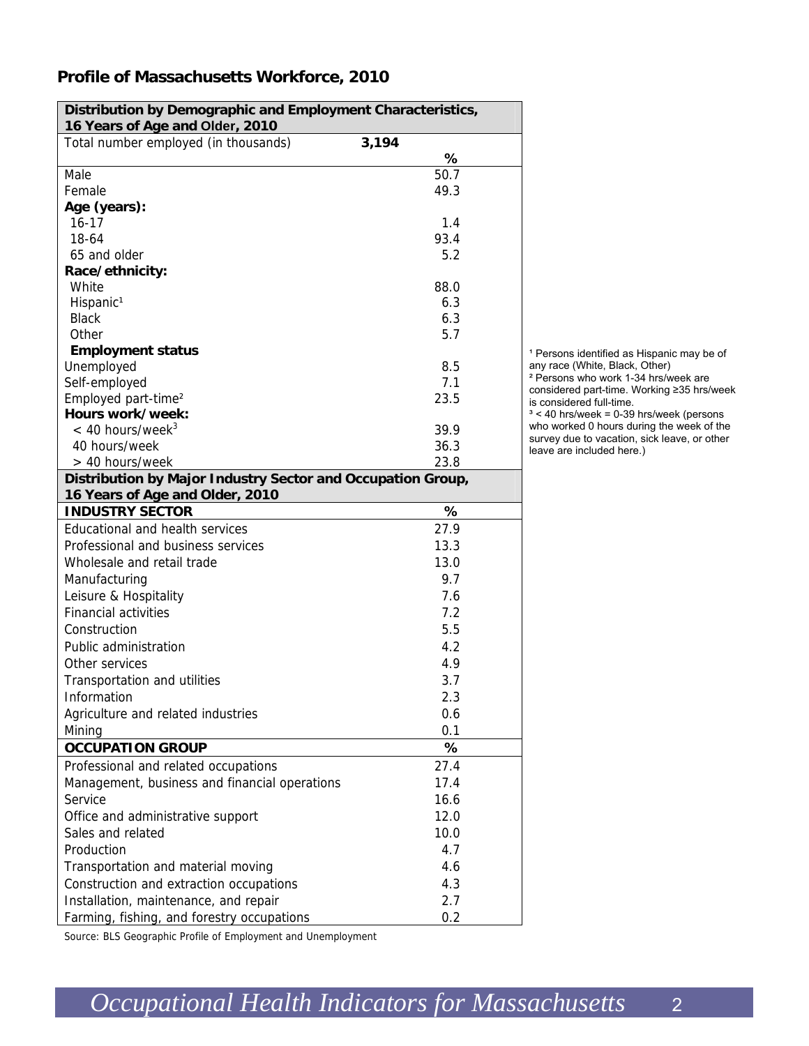## Profile of Massachusetts Workforce, 2010

| Distribution by Demographic and Employment Characteristics, 16 Years of Age and Older, 2010 | |
|---|---|
| Total number employed (in thousands) | **3,194** |
| | % |
| Male | 50.7 |
| Female | 49.3 |
| **Age (years):** | |
| 16-17 | 1.4 |
| 18-64 | 93.4 |
| 65 and older | 5.2 |
| **Race/ethnicity:** | |
| White | 88.0 |
| Hispanic[1] | 6.3 |
| Black | 6.3 |
| Other | 5.7 |
| **Employment status** | |
| Unemployed | 8.5 |
| Self-employed | 7.1 |
| Employed part-time[2] | 23.5 |
| **Hours work/week:** | |
| < 40 hours/week[3] | 39.9 |
| 40 hours/week | 36.3 |
| > 40 hours/week | 23.8 |
| **Distribution by Major Industry Sector and Occupation Group, 16 Years of Age and Older, 2010** | |
| **INDUSTRY SECTOR** | **%** |
| Educational and health services | 27.9 |
| Professional and business services | 13.3 |
| Wholesale and retail trade | 13.0 |
| Manufacturing | 9.7 |
| Leisure & Hospitality | 7.6 |
| Financial activities | 7.2 |
| Construction | 5.5 |
| Public administration | 4.2 |
| Other services | 4.9 |
| Transportation and utilities | 3.7 |
| Information | 2.3 |
| Agriculture and related industries | 0.6 |
| Mining | 0.1 |
| **OCCUPATION GROUP** | **%** |
| Professional and related occupations | 27.4 |
| Management, business and financial operations | 17.4 |
| Service | 16.6 |
| Office and administrative support | 12.0 |
| Sales and related | 10.0 |
| Production | 4.7 |
| Transportation and material moving | 4.6 |
| Construction and extraction occupations | 4.3 |
| Installation, maintenance, and repair | 2.7 |
| Farming, fishing, and forestry occupations | 0.2 |

Source: BLS Geographic Profile of Employment and Unemployment

[1] Persons identified as Hispanic may be of any race (White, Black, Other)
[2] Persons who work 1-34 hrs/week are considered part-time. Working ≥35 hrs/week is considered full-time.
[3] < 40 hrs/week = 0-39 hrs/week (persons who worked 0 hours during the week of the survey due to vacation, sick leave, or other leave are included here.)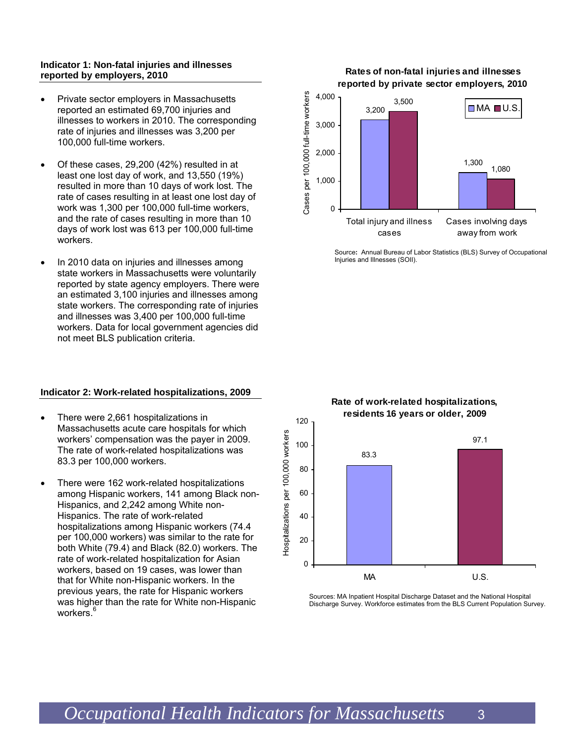### Indicator 1: Non-fatal injuries and illnesses reported by employers, 2010

- Private sector employers in Massachusetts reported an estimated 69,700 injuries and illnesses to workers in 2010. The corresponding rate of injuries and illnesses was 3,200 per 100,000 full-time workers.
- Of these cases, 29,200 (42%) resulted in at least one lost day of work, and 13,550 (19%) resulted in more than 10 days of work lost. The rate of cases resulting in at least one lost day of work was 1,300 per 100,000 full-time workers, and the rate of cases resulting in more than 10 days of work lost was 613 per 100,000 full-time workers.
- In 2010 data on injuries and illnesses among state workers in Massachusetts were voluntarily reported by state agency employers. There were an estimated 3,100 injuries and illnesses among state workers. The corresponding rate of injuries and illnesses was 3,400 per 100,000 full-time workers. Data for local government agencies did not meet BLS publication criteria.

**Rates of non-fatal injuries and illnesses reported by private sector employers, 2010**

| Cases per 100,000 full-time workers | MA | U.S. |
|---|---|---|
| Total injury and illness cases | 3,200 | 3,500 |
| Cases involving days away from work | 1,300 | 1,080 |

Source: Annual Bureau of Labor Statistics (BLS) Survey of Occupational Injuries and Illnesses (SOII).

### Indicator 2: Work-related hospitalizations, 2009

- There were 2,661 hospitalizations in Massachusetts acute care hospitals for which workers' compensation was the payer in 2009. The rate of work-related hospitalizations was 83.3 per 100,000 workers.
- There were 162 work-related hospitalizations among Hispanic workers, 141 among Black non-Hispanics, and 2,242 among White non-Hispanics. The rate of work-related hospitalizations among Hispanic workers (74.4 per 100,000 workers) was similar to the rate for both White (79.4) and Black (82.0) workers. The rate of work-related hospitalization for Asian workers, based on 19 cases, was lower than that for White non-Hispanic workers. In the previous years, the rate for Hispanic workers was higher than the rate for White non-Hispanic workers.[6]

**Rate of work-related hospitalizations, residents 16 years or older, 2009**

| | Hospitalizations per 100,000 workers |
|---|---|
| MA | 83.3 |
| U.S. | 97.1 |

Sources: MA Inpatient Hospital Discharge Dataset and the National Hospital Discharge Survey. Workforce estimates from the BLS Current Population Survey.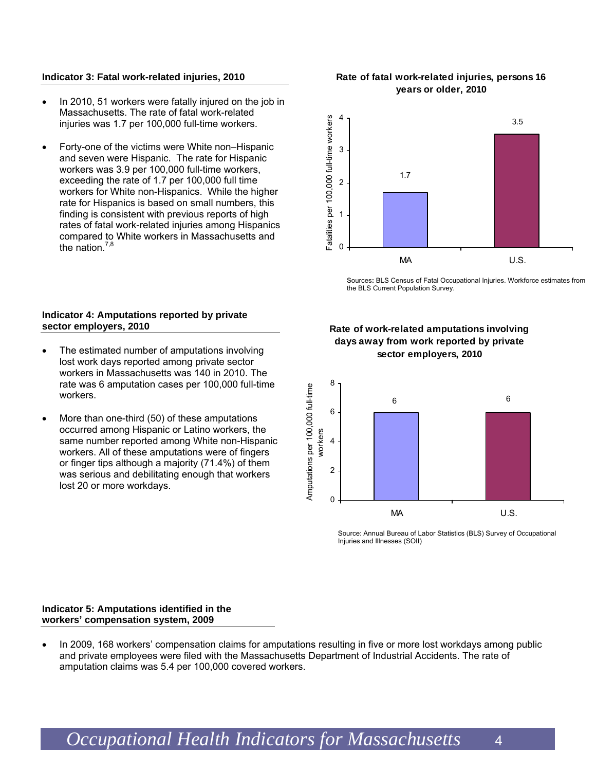### Indicator 3: Fatal work-related injuries, 2010

- In 2010, 51 workers were fatally injured on the job in Massachusetts. The rate of fatal work-related injuries was 1.7 per 100,000 full-time workers.
- Forty-one of the victims were White non–Hispanic and seven were Hispanic. The rate for Hispanic workers was 3.9 per 100,000 full-time workers, exceeding the rate of 1.7 per 100,000 full time workers for White non-Hispanics. While the higher rate for Hispanics is based on small numbers, this finding is consistent with previous reports of high rates of fatal work-related injuries among Hispanics compared to White workers in Massachusetts and the nation.[7,8]

**Rate of fatal work-related injuries, persons 16 years or older, 2010**

| | Fatalities per 100,000 full-time workers |
|---|---|
| MA | 1.7 |
| U.S. | 3.5 |

Sources: BLS Census of Fatal Occupational Injuries. Workforce estimates from the BLS Current Population Survey.

### Indicator 4: Amputations reported by private sector employers, 2010

- The estimated number of amputations involving lost work days reported among private sector workers in Massachusetts was 140 in 2010. The rate was 6 amputation cases per 100,000 full-time workers.
- More than one-third (50) of these amputations occurred among Hispanic or Latino workers, the same number reported among White non-Hispanic workers. All of these amputations were of fingers or finger tips although a majority (71.4%) of them was serious and debilitating enough that workers lost 20 or more workdays.

**Rate of work-related amputations involving days away from work reported by private sector employers, 2010**

| | Amputations per 100,000 full-time workers |
|---|---|
| MA | 6 |
| U.S. | 6 |

Source: Annual Bureau of Labor Statistics (BLS) Survey of Occupational Injuries and Illnesses (SOII)

### Indicator 5: Amputations identified in the workers' compensation system, 2009

- In 2009, 168 workers' compensation claims for amputations resulting in five or more lost workdays among public and private employees were filed with the Massachusetts Department of Industrial Accidents. The rate of amputation claims was 5.4 per 100,000 covered workers.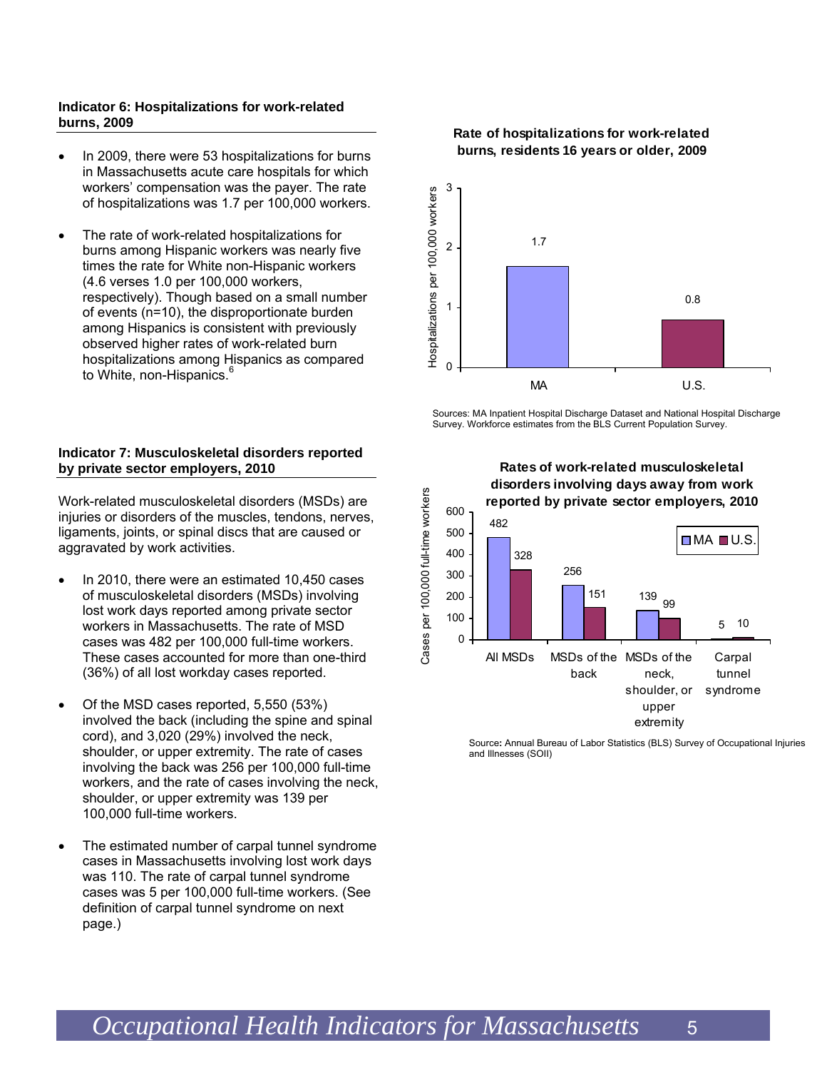### Indicator 6: Hospitalizations for work-related burns, 2009

- In 2009, there were 53 hospitalizations for burns in Massachusetts acute care hospitals for which workers' compensation was the payer. The rate of hospitalizations was 1.7 per 100,000 workers.
- The rate of work-related hospitalizations for burns among Hispanic workers was nearly five times the rate for White non-Hispanic workers (4.6 verses 1.0 per 100,000 workers, respectively). Though based on a small number of events (n=10), the disproportionate burden among Hispanics is consistent with previously observed higher rates of work-related burn hospitalizations among Hispanics as compared to White, non-Hispanics.[6]

**Rate of hospitalizations for work-related burns, residents 16 years or older, 2009**

| | Hospitalizations per 100,000 workers |
|---|---|
| MA | 1.7 |
| U.S. | 0.8 |

Sources: MA Inpatient Hospital Discharge Dataset and National Hospital Discharge Survey. Workforce estimates from the BLS Current Population Survey.

### Indicator 7: Musculoskeletal disorders reported by private sector employers, 2010

Work-related musculoskeletal disorders (MSDs) are injuries or disorders of the muscles, tendons, nerves, ligaments, joints, or spinal discs that are caused or aggravated by work activities.

- In 2010, there were an estimated 10,450 cases of musculoskeletal disorders (MSDs) involving lost work days reported among private sector workers in Massachusetts. The rate of MSD cases was 482 per 100,000 full-time workers. These cases accounted for more than one-third (36%) of all lost workday cases reported.
- Of the MSD cases reported, 5,550 (53%) involved the back (including the spine and spinal cord), and 3,020 (29%) involved the neck, shoulder, or upper extremity. The rate of cases involving the back was 256 per 100,000 full-time workers, and the rate of cases involving the neck, shoulder, or upper extremity was 139 per 100,000 full-time workers.
- The estimated number of carpal tunnel syndrome cases in Massachusetts involving lost work days was 110. The rate of carpal tunnel syndrome cases was 5 per 100,000 full-time workers. (See definition of carpal tunnel syndrome on next page.)

**Rates of work-related musculoskeletal disorders involving days away from work reported by private sector employers, 2010**

| Cases per 100,000 full-time workers | MA | U.S. |
|---|---|---|
| All MSDs | 482 | 328 |
| MSDs of the back | 256 | 151 |
| MSDs of the neck, shoulder, or upper extremity | 139 | 99 |
| Carpal tunnel syndrome | 5 | 10 |

Source: Annual Bureau of Labor Statistics (BLS) Survey of Occupational Injuries and Illnesses (SOII)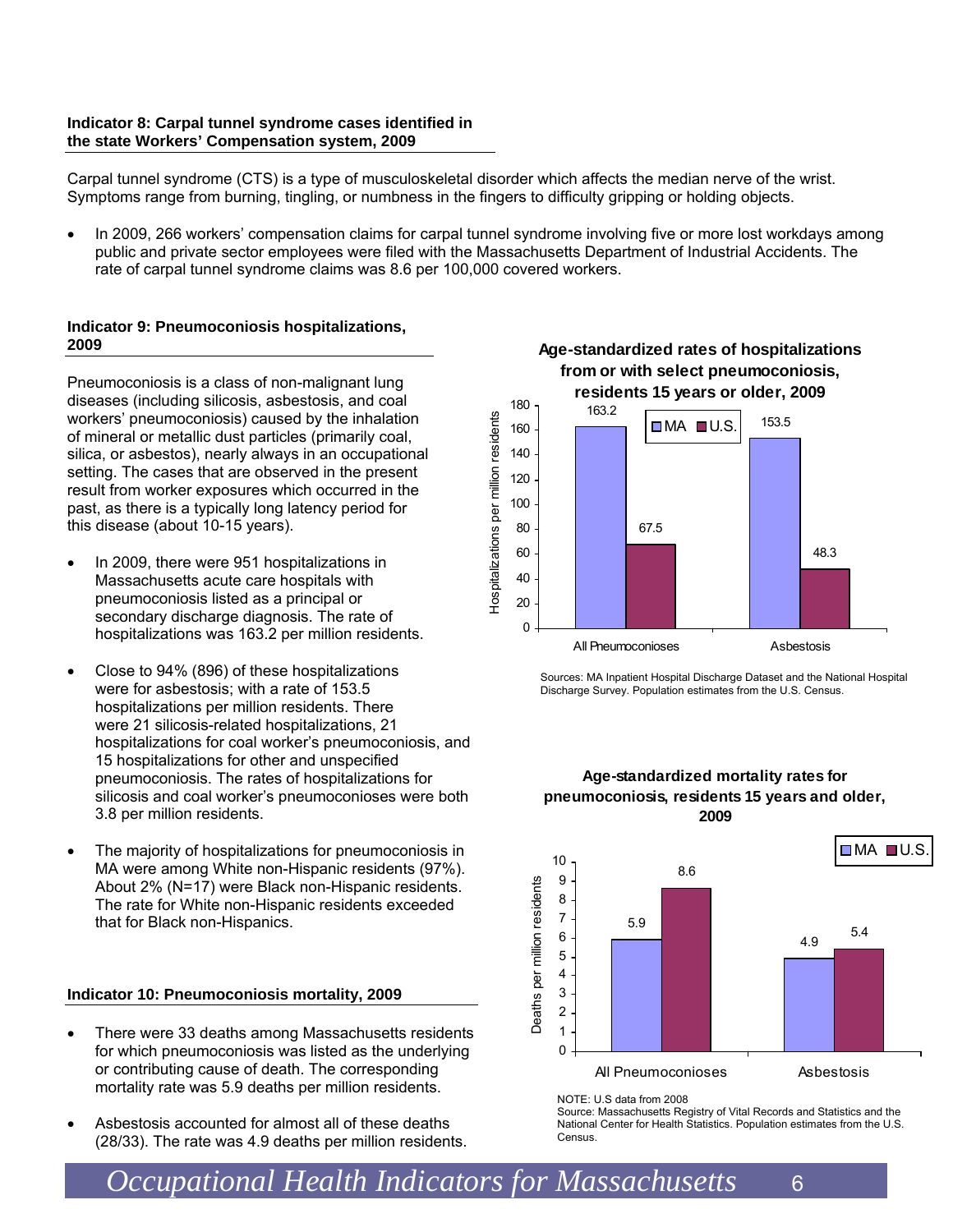### Indicator 8: Carpal tunnel syndrome cases identified in the state Workers' Compensation system, 2009

Carpal tunnel syndrome (CTS) is a type of musculoskeletal disorder which affects the median nerve of the wrist. Symptoms range from burning, tingling, or numbness in the fingers to difficulty gripping or holding objects.

- In 2009, 266 workers' compensation claims for carpal tunnel syndrome involving five or more lost workdays among public and private sector employees were filed with the Massachusetts Department of Industrial Accidents. The rate of carpal tunnel syndrome claims was 8.6 per 100,000 covered workers.

### Indicator 9: Pneumoconiosis hospitalizations, 2009

Pneumoconiosis is a class of non-malignant lung diseases (including silicosis, asbestosis, and coal workers' pneumoconiosis) caused by the inhalation of mineral or metallic dust particles (primarily coal, silica, or asbestos), nearly always in an occupational setting. The cases that are observed in the present result from worker exposures which occurred in the past, as there is a typically long latency period for this disease (about 10-15 years).

- In 2009, there were 951 hospitalizations in Massachusetts acute care hospitals with pneumoconiosis listed as a principal or secondary discharge diagnosis. The rate of hospitalizations was 163.2 per million residents.
- Close to 94% (896) of these hospitalizations were for asbestosis; with a rate of 153.5 hospitalizations per million residents. There were 21 silicosis-related hospitalizations, 21 hospitalizations for coal worker's pneumoconiosis, and 15 hospitalizations for other and unspecified pneumoconiosis. The rates of hospitalizations for silicosis and coal worker's pneumoconioses were both 3.8 per million residents.
- The majority of hospitalizations for pneumoconiosis in MA were among White non-Hispanic residents (97%). About 2% (N=17) were Black non-Hispanic residents. The rate for White non-Hispanic residents exceeded that for Black non-Hispanics.

**Age-standardized rates of hospitalizations from or with select pneumoconiosis, residents 15 years or older, 2009**

| Hospitalizations per million residents | MA | U.S. |
|---|---|---|
| All Pneumoconioses | 163.2 | 67.5 |
| Asbestosis | 153.5 | 48.3 |

Sources: MA Inpatient Hospital Discharge Dataset and the National Hospital Discharge Survey. Population estimates from the U.S. Census.

### Indicator 10: Pneumoconiosis mortality, 2009

- There were 33 deaths among Massachusetts residents for which pneumoconiosis was listed as the underlying or contributing cause of death. The corresponding mortality rate was 5.9 deaths per million residents.
- Asbestosis accounted for almost all of these deaths (28/33). The rate was 4.9 deaths per million residents.

**Age-standardized mortality rates for pneumoconiosis, residents 15 years and older, 2009**

| Deaths per million residents | MA | U.S. |
|---|---|---|
| All Pneumoconioses | 5.9 | 8.6 |
| Asbestosis | 4.9 | 5.4 |

NOTE: U.S data from 2008

Source: Massachusetts Registry of Vital Records and Statistics and the National Center for Health Statistics. Population estimates from the U.S. Census.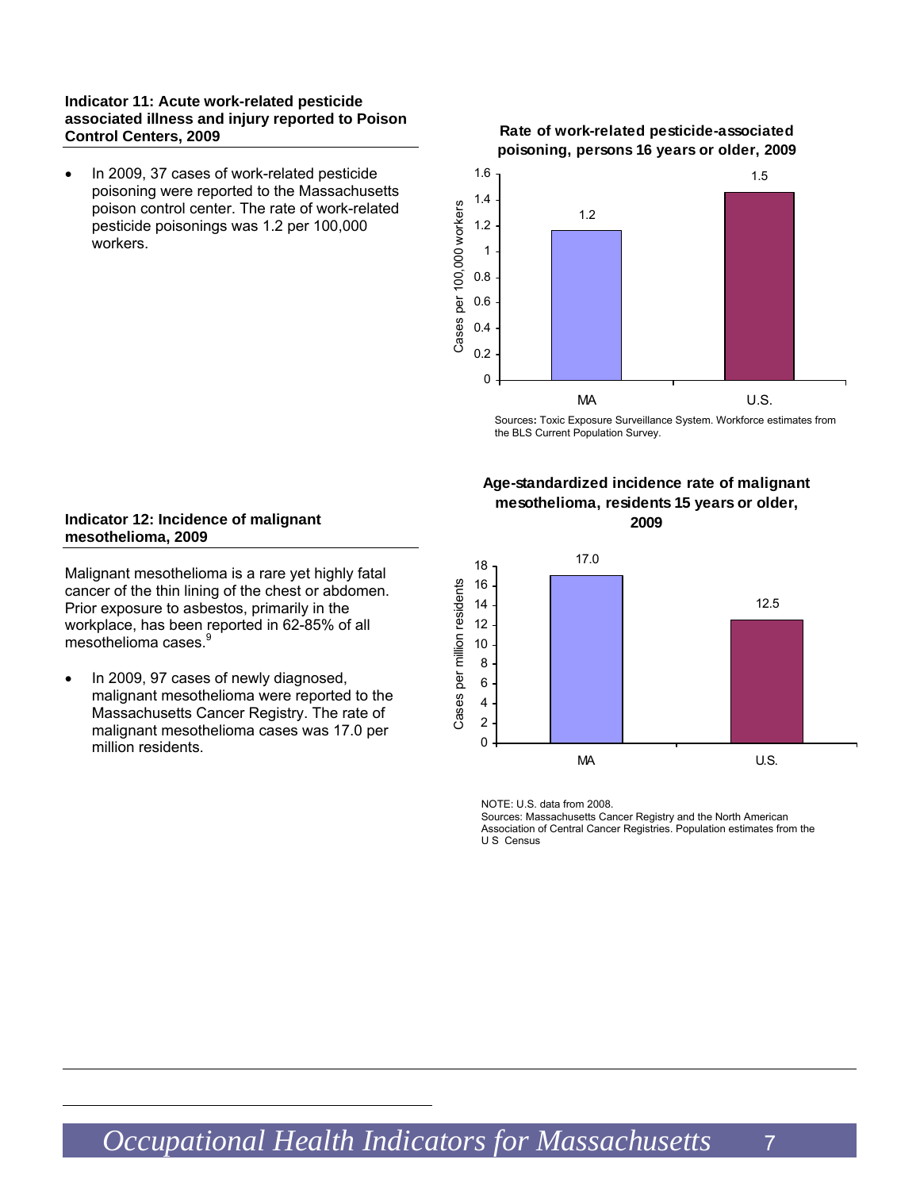### Indicator 11: Acute work-related pesticide associated illness and injury reported to Poison Control Centers, 2009

- In 2009, 37 cases of work-related pesticide poisoning were reported to the Massachusetts poison control center. The rate of work-related pesticide poisonings was 1.2 per 100,000 workers.

**Rate of work-related pesticide-associated poisoning, persons 16 years or older, 2009**

| | Cases per 100,000 workers |
|---|---|
| MA | 1.2 |
| U.S. | 1.5 |

Sources: Toxic Exposure Surveillance System. Workforce estimates from the BLS Current Population Survey.

### Indicator 12: Incidence of malignant mesothelioma, 2009

Malignant mesothelioma is a rare yet highly fatal cancer of the thin lining of the chest or abdomen. Prior exposure to asbestos, primarily in the workplace, has been reported in 62-85% of all mesothelioma cases.[9]

- In 2009, 97 cases of newly diagnosed, malignant mesothelioma were reported to the Massachusetts Cancer Registry. The rate of malignant mesothelioma cases was 17.0 per million residents.

**Age-standardized incidence rate of malignant mesothelioma, residents 15 years or older, 2009**

| | Cases per million residents |
|---|---|
| MA | 17.0 |
| U.S. | 12.5 |

NOTE: U.S. data from 2008.
Sources: Massachusetts Cancer Registry and the North American Association of Central Cancer Registries. Population estimates from the U S Census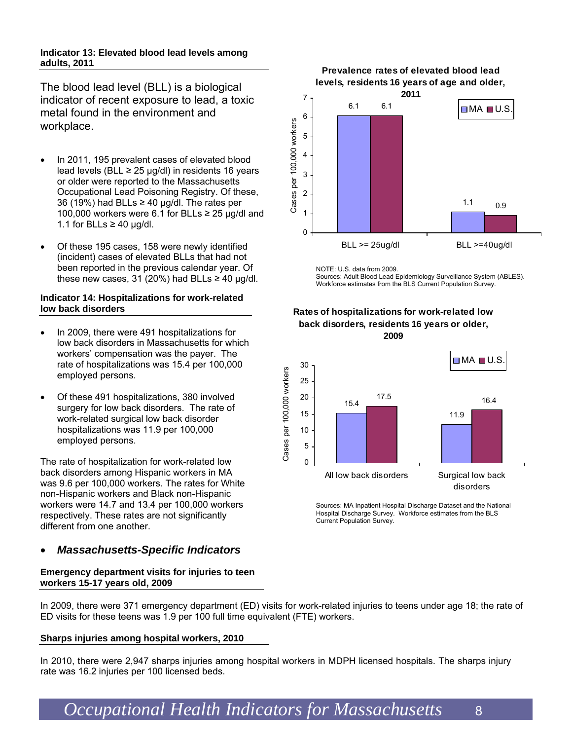**Indicator 13: Elevated blood lead levels among adults, 2011**

The blood lead level (BLL) is a biological indicator of recent exposure to lead, a toxic metal found in the environment and workplace.

- In 2011, 195 prevalent cases of elevated blood lead levels (BLL ≥ 25 µg/dl) in residents 16 years or older were reported to the Massachusetts Occupational Lead Poisoning Registry. Of these, 36 (19%) had BLLs ≥ 40 µg/dl. The rates per 100,000 workers were 6.1 for BLLs ≥ 25 µg/dl and 1.1 for BLLs ≥ 40 µg/dl.
- Of these 195 cases, 158 were newly identified (incident) cases of elevated BLLs that had not been reported in the previous calendar year. Of these new cases, 31 (20%) had BLLs ≥ 40 µg/dl.

**Prevalence rates of elevated blood lead levels, residents 16 years of age and older, 2011**

| Cases per 100,000 workers | MA | U.S. |
|---|---|---|
| BLL >= 25ug/dl | 6.1 | 6.1 |
| BLL >=40ug/dl | 1.1 | 0.9 |

NOTE: U.S. data from 2009.
Sources: Adult Blood Lead Epidemiology Surveillance System (ABLES). Workforce estimates from the BLS Current Population Survey.

**Indicator 14: Hospitalizations for work-related low back disorders**

- In 2009, there were 491 hospitalizations for low back disorders in Massachusetts for which workers' compensation was the payer. The rate of hospitalizations was 15.4 per 100,000 employed persons.
- Of these 491 hospitalizations, 380 involved surgery for low back disorders. The rate of work-related surgical low back disorder hospitalizations was 11.9 per 100,000 employed persons.

The rate of hospitalization for work-related low back disorders among Hispanic workers in MA was 9.6 per 100,000 workers. The rates for White non-Hispanic workers and Black non-Hispanic workers were 14.7 and 13.4 per 100,000 workers respectively. These rates are not significantly different from one another.

**Rates of hospitalizations for work-related low back disorders, residents 16 years or older, 2009**

| Cases per 100,000 workers | MA | U.S. |
|---|---|---|
| All low back disorders | 15.4 | 17.5 |
| Surgical low back disorders | 11.9 | 16.4 |

Sources: MA Inpatient Hospital Discharge Dataset and the National Hospital Discharge Survey. Workforce estimates from the BLS Current Population Survey.

- ***Massachusetts-Specific Indicators***

**Emergency department visits for injuries to teen workers 15-17 years old, 2009**

In 2009, there were 371 emergency department (ED) visits for work-related injuries to teens under age 18; the rate of ED visits for these teens was 1.9 per 100 full time equivalent (FTE) workers.

**Sharps injuries among hospital workers, 2010**

In 2010, there were 2,947 sharps injuries among hospital workers in MDPH licensed hospitals. The sharps injury rate was 16.2 injuries per 100 licensed beds.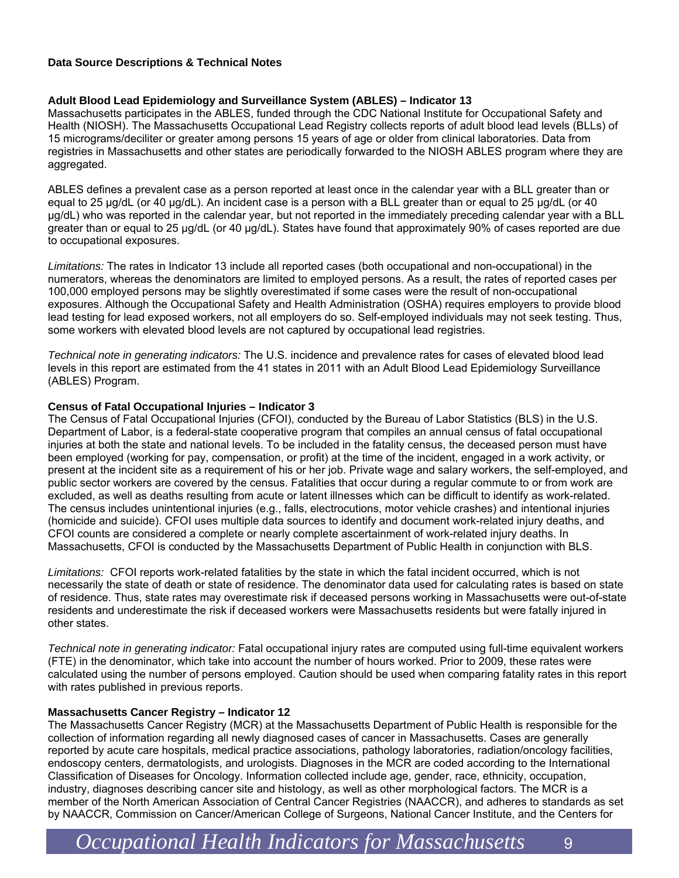## Data Source Descriptions & Technical Notes

### Adult Blood Lead Epidemiology and Surveillance System (ABLES) – Indicator 13

Massachusetts participates in the ABLES, funded through the CDC National Institute for Occupational Safety and Health (NIOSH). The Massachusetts Occupational Lead Registry collects reports of adult blood lead levels (BLLs) of 15 micrograms/deciliter or greater among persons 15 years of age or older from clinical laboratories. Data from registries in Massachusetts and other states are periodically forwarded to the NIOSH ABLES program where they are aggregated.

ABLES defines a prevalent case as a person reported at least once in the calendar year with a BLL greater than or equal to 25 µg/dL (or 40 µg/dL). An incident case is a person with a BLL greater than or equal to 25 µg/dL (or 40 µg/dL) who was reported in the calendar year, but not reported in the immediately preceding calendar year with a BLL greater than or equal to 25 µg/dL (or 40 µg/dL). States have found that approximately 90% of cases reported are due to occupational exposures.

*Limitations:* The rates in Indicator 13 include all reported cases (both occupational and non-occupational) in the numerators, whereas the denominators are limited to employed persons. As a result, the rates of reported cases per 100,000 employed persons may be slightly overestimated if some cases were the result of non-occupational exposures. Although the Occupational Safety and Health Administration (OSHA) requires employers to provide blood lead testing for lead exposed workers, not all employers do so. Self-employed individuals may not seek testing. Thus, some workers with elevated blood levels are not captured by occupational lead registries.

*Technical note in generating indicators:* The U.S. incidence and prevalence rates for cases of elevated blood lead levels in this report are estimated from the 41 states in 2011 with an Adult Blood Lead Epidemiology Surveillance (ABLES) Program.

### Census of Fatal Occupational Injuries – Indicator 3

The Census of Fatal Occupational Injuries (CFOI), conducted by the Bureau of Labor Statistics (BLS) in the U.S. Department of Labor, is a federal-state cooperative program that compiles an annual census of fatal occupational injuries at both the state and national levels. To be included in the fatality census, the deceased person must have been employed (working for pay, compensation, or profit) at the time of the incident, engaged in a work activity, or present at the incident site as a requirement of his or her job. Private wage and salary workers, the self-employed, and public sector workers are covered by the census. Fatalities that occur during a regular commute to or from work are excluded, as well as deaths resulting from acute or latent illnesses which can be difficult to identify as work-related. The census includes unintentional injuries (e.g., falls, electrocutions, motor vehicle crashes) and intentional injuries (homicide and suicide). CFOI uses multiple data sources to identify and document work-related injury deaths, and CFOI counts are considered a complete or nearly complete ascertainment of work-related injury deaths. In Massachusetts, CFOI is conducted by the Massachusetts Department of Public Health in conjunction with BLS.

*Limitations:* CFOI reports work-related fatalities by the state in which the fatal incident occurred, which is not necessarily the state of death or state of residence. The denominator data used for calculating rates is based on state of residence. Thus, state rates may overestimate risk if deceased persons working in Massachusetts were out-of-state residents and underestimate the risk if deceased workers were Massachusetts residents but were fatally injured in other states.

*Technical note in generating indicator:* Fatal occupational injury rates are computed using full-time equivalent workers (FTE) in the denominator, which take into account the number of hours worked. Prior to 2009, these rates were calculated using the number of persons employed. Caution should be used when comparing fatality rates in this report with rates published in previous reports.

### Massachusetts Cancer Registry – Indicator 12

The Massachusetts Cancer Registry (MCR) at the Massachusetts Department of Public Health is responsible for the collection of information regarding all newly diagnosed cases of cancer in Massachusetts. Cases are generally reported by acute care hospitals, medical practice associations, pathology laboratories, radiation/oncology facilities, endoscopy centers, dermatologists, and urologists. Diagnoses in the MCR are coded according to the International Classification of Diseases for Oncology. Information collected include age, gender, race, ethnicity, occupation, industry, diagnoses describing cancer site and histology, as well as other morphological factors. The MCR is a member of the North American Association of Central Cancer Registries (NAACCR), and adheres to standards as set by NAACCR, Commission on Cancer/American College of Surgeons, National Cancer Institute, and the Centers for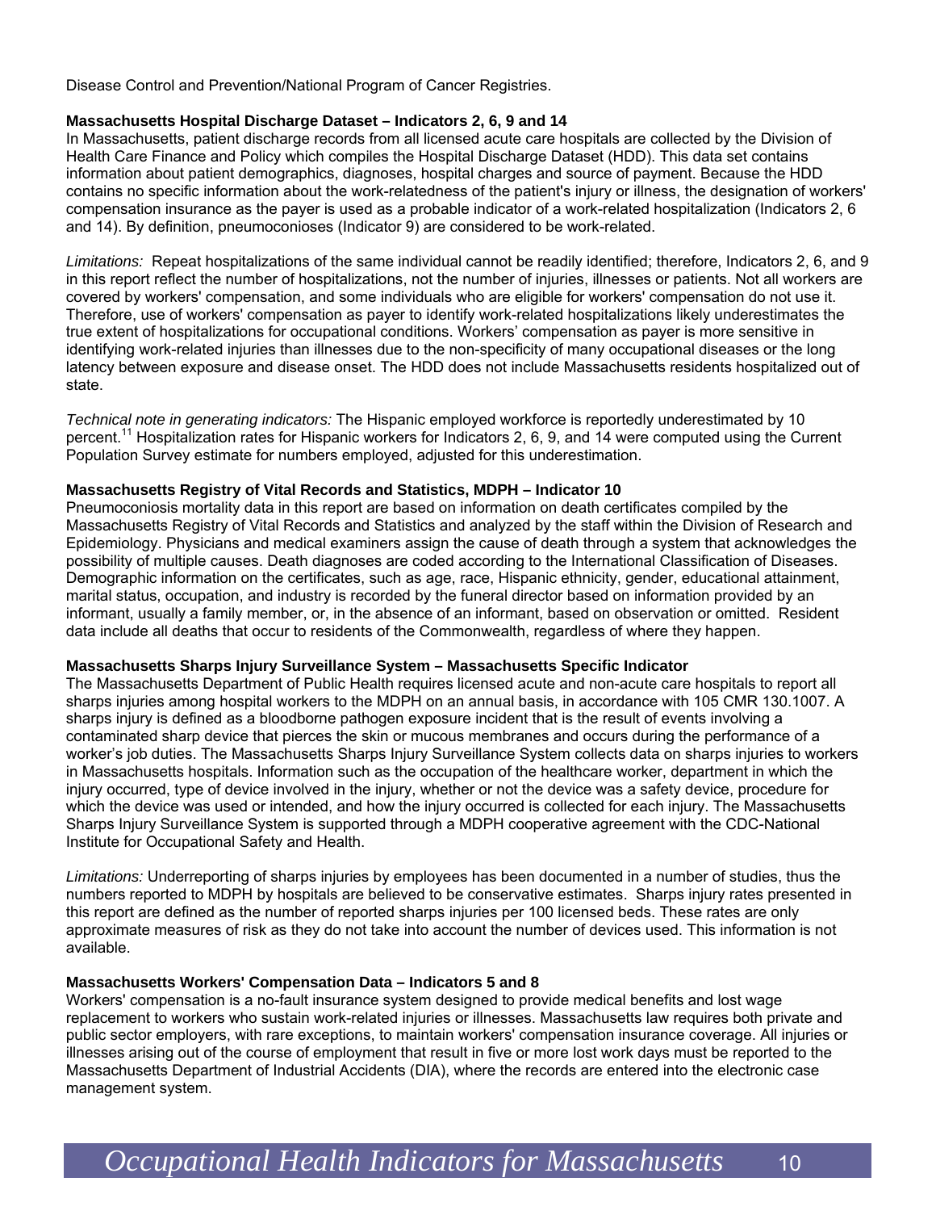Disease Control and Prevention/National Program of Cancer Registries.

**Massachusetts Hospital Discharge Dataset – Indicators 2, 6, 9 and 14**

In Massachusetts, patient discharge records from all licensed acute care hospitals are collected by the Division of Health Care Finance and Policy which compiles the Hospital Discharge Dataset (HDD). This data set contains information about patient demographics, diagnoses, hospital charges and source of payment. Because the HDD contains no specific information about the work-relatedness of the patient's injury or illness, the designation of workers' compensation insurance as the payer is used as a probable indicator of a work-related hospitalization (Indicators 2, 6 and 14). By definition, pneumoconioses (Indicator 9) are considered to be work-related.

*Limitations:* Repeat hospitalizations of the same individual cannot be readily identified; therefore, Indicators 2, 6, and 9 in this report reflect the number of hospitalizations, not the number of injuries, illnesses or patients. Not all workers are covered by workers' compensation, and some individuals who are eligible for workers' compensation do not use it. Therefore, use of workers' compensation as payer to identify work-related hospitalizations likely underestimates the true extent of hospitalizations for occupational conditions. Workers' compensation as payer is more sensitive in identifying work-related injuries than illnesses due to the non-specificity of many occupational diseases or the long latency between exposure and disease onset. The HDD does not include Massachusetts residents hospitalized out of state.

*Technical note in generating indicators:* The Hispanic employed workforce is reportedly underestimated by 10 percent.[11] Hospitalization rates for Hispanic workers for Indicators 2, 6, 9, and 14 were computed using the Current Population Survey estimate for numbers employed, adjusted for this underestimation.

**Massachusetts Registry of Vital Records and Statistics, MDPH – Indicator 10**

Pneumoconiosis mortality data in this report are based on information on death certificates compiled by the Massachusetts Registry of Vital Records and Statistics and analyzed by the staff within the Division of Research and Epidemiology. Physicians and medical examiners assign the cause of death through a system that acknowledges the possibility of multiple causes. Death diagnoses are coded according to the International Classification of Diseases. Demographic information on the certificates, such as age, race, Hispanic ethnicity, gender, educational attainment, marital status, occupation, and industry is recorded by the funeral director based on information provided by an informant, usually a family member, or, in the absence of an informant, based on observation or omitted. Resident data include all deaths that occur to residents of the Commonwealth, regardless of where they happen.

**Massachusetts Sharps Injury Surveillance System – Massachusetts Specific Indicator**

The Massachusetts Department of Public Health requires licensed acute and non-acute care hospitals to report all sharps injuries among hospital workers to the MDPH on an annual basis, in accordance with 105 CMR 130.1007. A sharps injury is defined as a bloodborne pathogen exposure incident that is the result of events involving a contaminated sharp device that pierces the skin or mucous membranes and occurs during the performance of a worker's job duties. The Massachusetts Sharps Injury Surveillance System collects data on sharps injuries to workers in Massachusetts hospitals. Information such as the occupation of the healthcare worker, department in which the injury occurred, type of device involved in the injury, whether or not the device was a safety device, procedure for which the device was used or intended, and how the injury occurred is collected for each injury. The Massachusetts Sharps Injury Surveillance System is supported through a MDPH cooperative agreement with the CDC-National Institute for Occupational Safety and Health.

*Limitations:* Underreporting of sharps injuries by employees has been documented in a number of studies, thus the numbers reported to MDPH by hospitals are believed to be conservative estimates. Sharps injury rates presented in this report are defined as the number of reported sharps injuries per 100 licensed beds. These rates are only approximate measures of risk as they do not take into account the number of devices used. This information is not available.

**Massachusetts Workers' Compensation Data – Indicators 5 and 8**

Workers' compensation is a no-fault insurance system designed to provide medical benefits and lost wage replacement to workers who sustain work-related injuries or illnesses. Massachusetts law requires both private and public sector employers, with rare exceptions, to maintain workers' compensation insurance coverage. All injuries or illnesses arising out of the course of employment that result in five or more lost work days must be reported to the Massachusetts Department of Industrial Accidents (DIA), where the records are entered into the electronic case management system.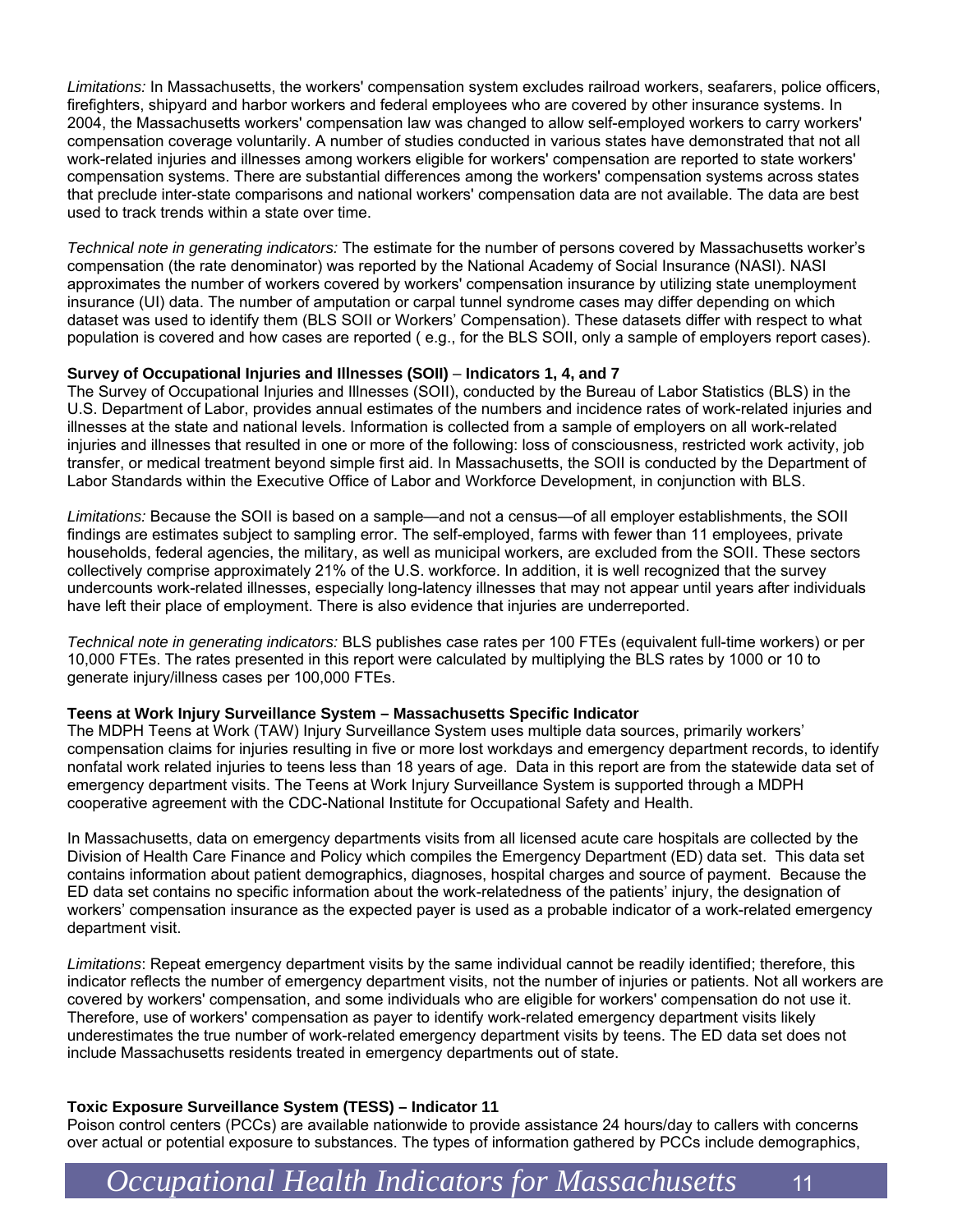*Limitations:* In Massachusetts, the workers' compensation system excludes railroad workers, seafarers, police officers, firefighters, shipyard and harbor workers and federal employees who are covered by other insurance systems. In 2004, the Massachusetts workers' compensation law was changed to allow self-employed workers to carry workers' compensation coverage voluntarily. A number of studies conducted in various states have demonstrated that not all work-related injuries and illnesses among workers eligible for workers' compensation are reported to state workers' compensation systems. There are substantial differences among the workers' compensation systems across states that preclude inter-state comparisons and national workers' compensation data are not available. The data are best used to track trends within a state over time.

*Technical note in generating indicators:* The estimate for the number of persons covered by Massachusetts worker's compensation (the rate denominator) was reported by the National Academy of Social Insurance (NASI). NASI approximates the number of workers covered by workers' compensation insurance by utilizing state unemployment insurance (UI) data. The number of amputation or carpal tunnel syndrome cases may differ depending on which dataset was used to identify them (BLS SOII or Workers' Compensation). These datasets differ with respect to what population is covered and how cases are reported ( e.g., for the BLS SOII, only a sample of employers report cases).

**Survey of Occupational Injuries and Illnesses (SOII) – Indicators 1, 4, and 7**

The Survey of Occupational Injuries and Illnesses (SOII), conducted by the Bureau of Labor Statistics (BLS) in the U.S. Department of Labor, provides annual estimates of the numbers and incidence rates of work-related injuries and illnesses at the state and national levels. Information is collected from a sample of employers on all work-related injuries and illnesses that resulted in one or more of the following: loss of consciousness, restricted work activity, job transfer, or medical treatment beyond simple first aid. In Massachusetts, the SOII is conducted by the Department of Labor Standards within the Executive Office of Labor and Workforce Development, in conjunction with BLS.

*Limitations:* Because the SOII is based on a sample—and not a census—of all employer establishments, the SOII findings are estimates subject to sampling error. The self-employed, farms with fewer than 11 employees, private households, federal agencies, the military, as well as municipal workers, are excluded from the SOII. These sectors collectively comprise approximately 21% of the U.S. workforce. In addition, it is well recognized that the survey undercounts work-related illnesses, especially long-latency illnesses that may not appear until years after individuals have left their place of employment. There is also evidence that injuries are underreported.

*Technical note in generating indicators:* BLS publishes case rates per 100 FTEs (equivalent full-time workers) or per 10,000 FTEs. The rates presented in this report were calculated by multiplying the BLS rates by 1000 or 10 to generate injury/illness cases per 100,000 FTEs.

**Teens at Work Injury Surveillance System – Massachusetts Specific Indicator**

The MDPH Teens at Work (TAW) Injury Surveillance System uses multiple data sources, primarily workers' compensation claims for injuries resulting in five or more lost workdays and emergency department records, to identify nonfatal work related injuries to teens less than 18 years of age. Data in this report are from the statewide data set of emergency department visits. The Teens at Work Injury Surveillance System is supported through a MDPH cooperative agreement with the CDC-National Institute for Occupational Safety and Health.

In Massachusetts, data on emergency departments visits from all licensed acute care hospitals are collected by the Division of Health Care Finance and Policy which compiles the Emergency Department (ED) data set. This data set contains information about patient demographics, diagnoses, hospital charges and source of payment. Because the ED data set contains no specific information about the work-relatedness of the patients' injury, the designation of workers' compensation insurance as the expected payer is used as a probable indicator of a work-related emergency department visit.

*Limitations*: Repeat emergency department visits by the same individual cannot be readily identified; therefore, this indicator reflects the number of emergency department visits, not the number of injuries or patients. Not all workers are covered by workers' compensation, and some individuals who are eligible for workers' compensation do not use it. Therefore, use of workers' compensation as payer to identify work-related emergency department visits likely underestimates the true number of work-related emergency department visits by teens. The ED data set does not include Massachusetts residents treated in emergency departments out of state.

**Toxic Exposure Surveillance System (TESS) – Indicator 11**

Poison control centers (PCCs) are available nationwide to provide assistance 24 hours/day to callers with concerns over actual or potential exposure to substances. The types of information gathered by PCCs include demographics,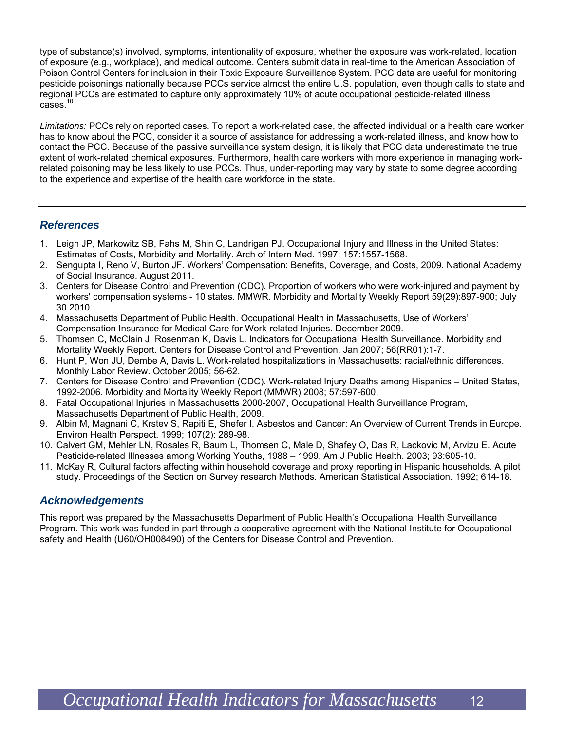type of substance(s) involved, symptoms, intentionality of exposure, whether the exposure was work-related, location of exposure (e.g., workplace), and medical outcome. Centers submit data in real-time to the American Association of Poison Control Centers for inclusion in their Toxic Exposure Surveillance System. PCC data are useful for monitoring pesticide poisonings nationally because PCCs service almost the entire U.S. population, even though calls to state and regional PCCs are estimated to capture only approximately 10% of acute occupational pesticide-related illness cases.[10]

*Limitations:* PCCs rely on reported cases. To report a work-related case, the affected individual or a health care worker has to know about the PCC, consider it a source of assistance for addressing a work-related illness, and know how to contact the PCC. Because of the passive surveillance system design, it is likely that PCC data underestimate the true extent of work-related chemical exposures. Furthermore, health care workers with more experience in managing work-related poisoning may be less likely to use PCCs. Thus, under-reporting may vary by state to some degree according to the experience and expertise of the health care workforce in the state.

---

## *References*

1. Leigh JP, Markowitz SB, Fahs M, Shin C, Landrigan PJ. Occupational Injury and Illness in the United States: Estimates of Costs, Morbidity and Mortality. Arch of Intern Med. 1997; 157:1557-1568.
2. Sengupta I, Reno V, Burton JF. Workers' Compensation: Benefits, Coverage, and Costs, 2009. National Academy of Social Insurance. August 2011.
3. Centers for Disease Control and Prevention (CDC). Proportion of workers who were work-injured and payment by workers' compensation systems - 10 states. MMWR. Morbidity and Mortality Weekly Report 59(29):897-900; July 30 2010.
4. Massachusetts Department of Public Health. Occupational Health in Massachusetts, Use of Workers' Compensation Insurance for Medical Care for Work-related Injuries. December 2009.
5. Thomsen C, McClain J, Rosenman K, Davis L. Indicators for Occupational Health Surveillance. Morbidity and Mortality Weekly Report. Centers for Disease Control and Prevention. Jan 2007; 56(RR01):1-7.
6. Hunt P, Won JU, Dembe A, Davis L. Work-related hospitalizations in Massachusetts: racial/ethnic differences. Monthly Labor Review. October 2005; 56-62.
7. Centers for Disease Control and Prevention (CDC). Work-related Injury Deaths among Hispanics – United States, 1992-2006. Morbidity and Mortality Weekly Report (MMWR) 2008; 57:597-600.
8. Fatal Occupational Injuries in Massachusetts 2000-2007, Occupational Health Surveillance Program, Massachusetts Department of Public Health, 2009.
9. Albin M, Magnani C, Krstev S, Rapiti E, Shefer I. Asbestos and Cancer: An Overview of Current Trends in Europe. Environ Health Perspect. 1999; 107(2): 289-98.
10. Calvert GM, Mehler LN, Rosales R, Baum L, Thomsen C, Male D, Shafey O, Das R, Lackovic M, Arvizu E. Acute Pesticide-related Illnesses among Working Youths, 1988 – 1999. Am J Public Health. 2003; 93:605-10.
11. McKay R, Cultural factors affecting within household coverage and proxy reporting in Hispanic households. A pilot study. Proceedings of the Section on Survey research Methods. American Statistical Association. 1992; 614-18.

## *Acknowledgements*

This report was prepared by the Massachusetts Department of Public Health's Occupational Health Surveillance Program. This work was funded in part through a cooperative agreement with the National Institute for Occupational safety and Health (U60/OH008490) of the Centers for Disease Control and Prevention.